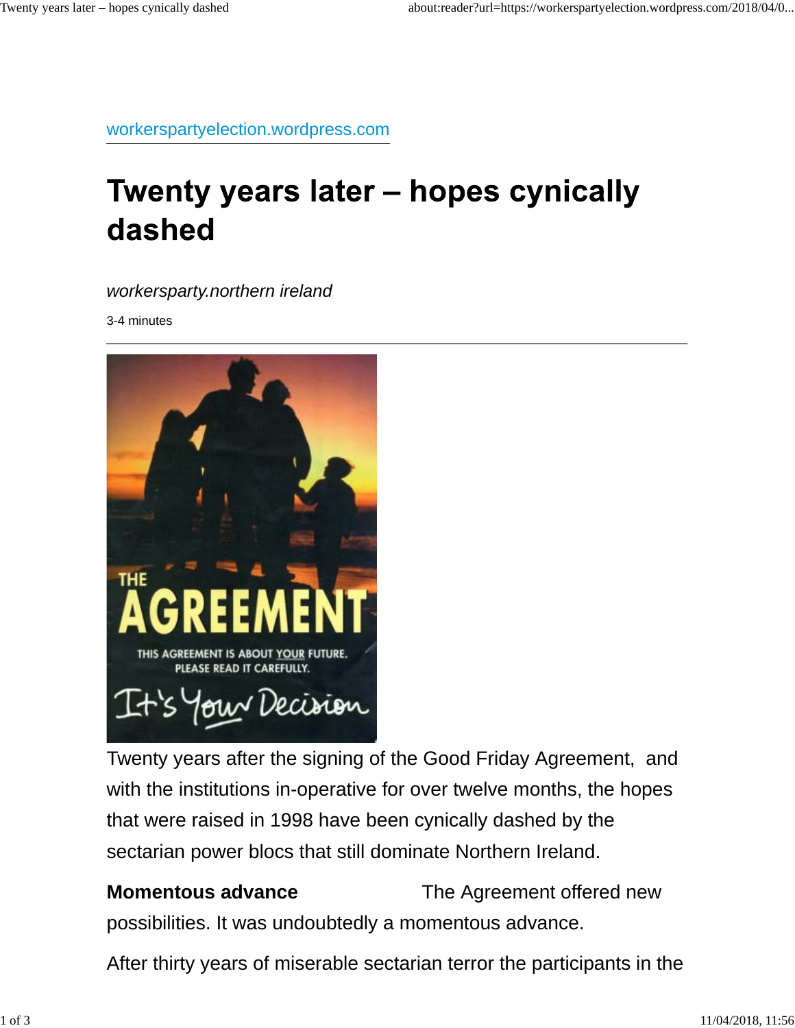workerspartyelection.wordpress.com

# Twenty years later – hopes cynically dashed

*workersparty.northern ireland*

3-4 minutes

---

Twenty years after the signing of the Good Friday Agreement, and with the institutions in-operative for over twelve months, the hopes that were raised in 1998 have been cynically dashed by the sectarian power blocs that still dominate Northern Ireland.

**Momentous advance** The Agreement offered new possibilities. It was undoubtedly a momentous advance.

After thirty years of miserable sectarian terror the participants in the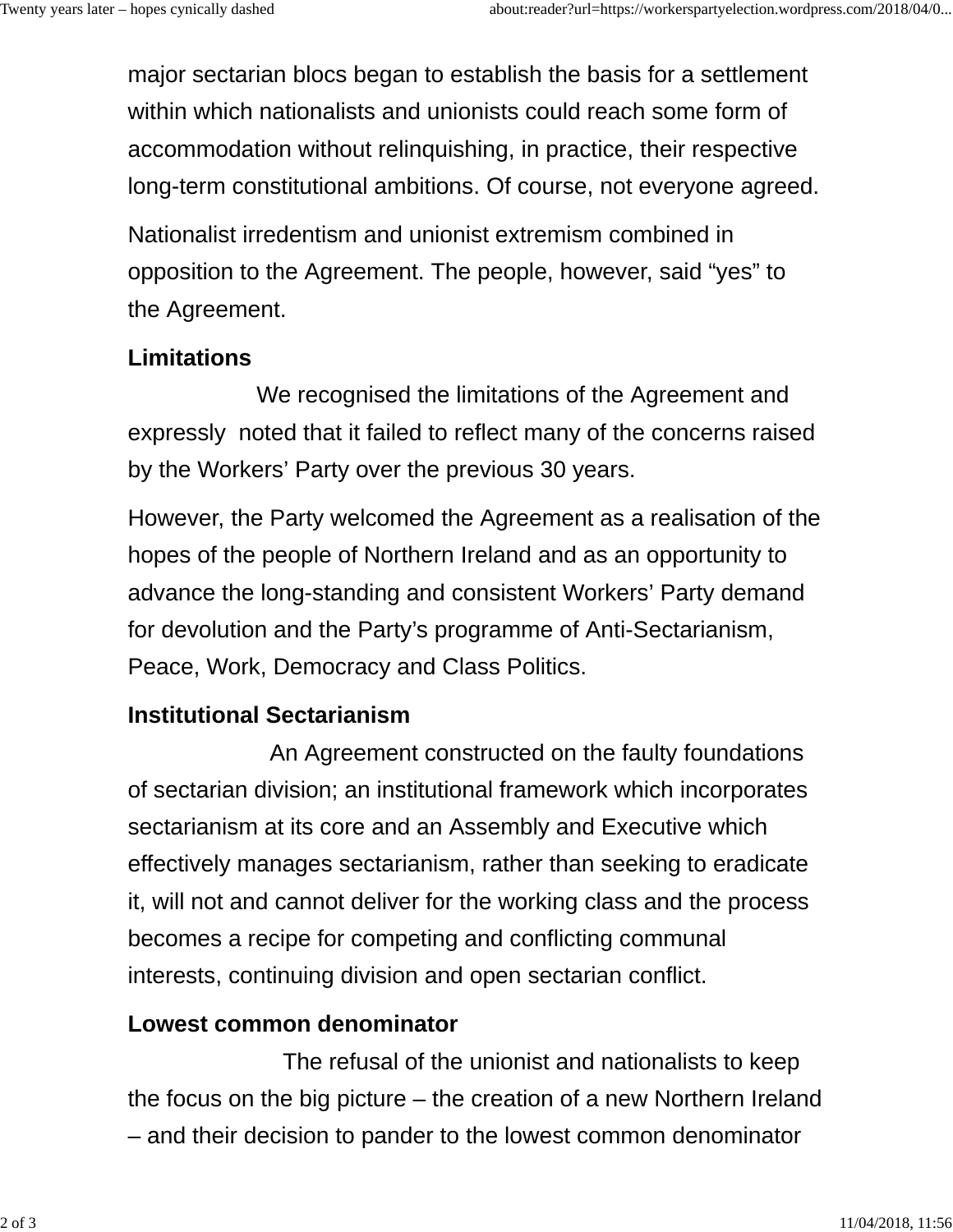major sectarian blocs began to establish the basis for a settlement within which nationalists and unionists could reach some form of accommodation without relinquishing, in practice, their respective long-term constitutional ambitions. Of course, not everyone agreed.

Nationalist irredentism and unionist extremism combined in opposition to the Agreement. The people, however, said "yes" to the Agreement.

**Limitations**

We recognised the limitations of the Agreement and expressly noted that it failed to reflect many of the concerns raised by the Workers' Party over the previous 30 years.

However, the Party welcomed the Agreement as a realisation of the hopes of the people of Northern Ireland and as an opportunity to advance the long-standing and consistent Workers' Party demand for devolution and the Party's programme of Anti-Sectarianism, Peace, Work, Democracy and Class Politics.

**Institutional Sectarianism**

An Agreement constructed on the faulty foundations of sectarian division; an institutional framework which incorporates sectarianism at its core and an Assembly and Executive which effectively manages sectarianism, rather than seeking to eradicate it, will not and cannot deliver for the working class and the process becomes a recipe for competing and conflicting communal interests, continuing division and open sectarian conflict.

**Lowest common denominator**

The refusal of the unionist and nationalists to keep the focus on the big picture – the creation of a new Northern Ireland – and their decision to pander to the lowest common denominator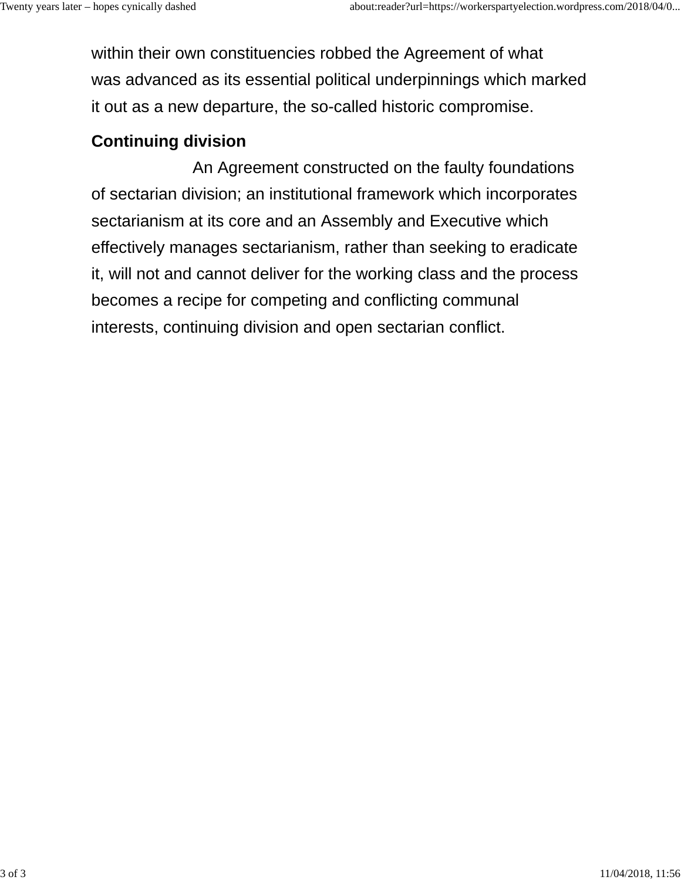within their own constituencies robbed the Agreement of what was advanced as its essential political underpinnings which marked it out as a new departure, the so-called historic compromise.

**Continuing division**

An Agreement constructed on the faulty foundations of sectarian division; an institutional framework which incorporates sectarianism at its core and an Assembly and Executive which effectively manages sectarianism, rather than seeking to eradicate it, will not and cannot deliver for the working class and the process becomes a recipe for competing and conflicting communal interests, continuing division and open sectarian conflict.